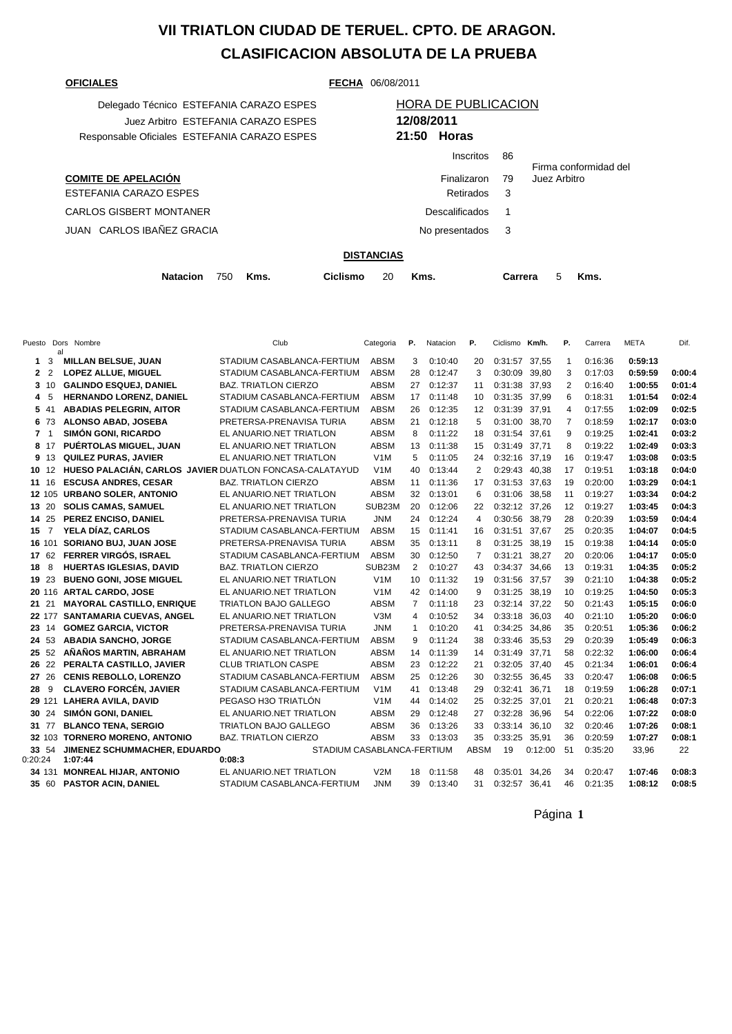# VII TRIATLON CIUDAD DE TERUEL. CPTO. DE ARAGON.

## CLASIFICACION ABSOLUTA DE LA PRUEBA

**OFICIALES**

**FECHA** 06/08/2011

Delegado Técnico ESTEFANIA CARAZO ESPES
Juez Arbitro ESTEFANIA CARAZO ESPES
Responsable Oficiales ESTEFANIA CARAZO ESPES

HORA DE PUBLICACION
**12/08/2011**
**21:50 Horas**

| | |
|---|---|
| Inscritos | 86 |
| Finalizaron | 79 |
| Retirados | 3 |
| Descalificados | 1 |
| No presentados | 3 |

Firma conformidad del Juez Arbitro

**COMITE DE APELACIÓN**
ESTEFANIA CARAZO ESPES
CARLOS GISBERT MONTANER
JUAN CARLOS IBAÑEZ GRACIA

**DISTANCIAS**

**Natacion** 750 **Kms.** **Ciclismo** 20 **Kms.** **Carrera** 5 **Kms.**

| Puesto | Dorsal | Nombre | Club | Categoria | P. | Natacion | P. | Ciclismo | Km/h. | P. | Carrera | META | Dif. |
|---|---|---|---|---|---|---|---|---|---|---|---|---|---|
| 1 | 3 | MILLAN BELSUE, JUAN | STADIUM CASABLANCA-FERTIUM | ABSM | 3 | 0:10:40 | 20 | 0:31:57 | 37,55 | 1 | 0:16:36 | 0:59:13 | |
| 2 | 2 | LOPEZ ALLUE, MIGUEL | STADIUM CASABLANCA-FERTIUM | ABSM | 28 | 0:12:47 | 3 | 0:30:09 | 39,80 | 3 | 0:17:03 | 0:59:59 | 0:00:4 |
| 3 | 10 | GALINDO ESQUEJ, DANIEL | BAZ. TRIATLON CIERZO | ABSM | 27 | 0:12:37 | 11 | 0:31:38 | 37,93 | 2 | 0:16:40 | 1:00:55 | 0:01:4 |
| 4 | 5 | HERNANDO LORENZ, DANIEL | STADIUM CASABLANCA-FERTIUM | ABSM | 17 | 0:11:48 | 10 | 0:31:35 | 37,99 | 6 | 0:18:31 | 1:01:54 | 0:02:4 |
| 5 | 41 | ABADIAS PELEGRIN, AITOR | STADIUM CASABLANCA-FERTIUM | ABSM | 26 | 0:12:35 | 12 | 0:31:39 | 37,91 | 4 | 0:17:55 | 1:02:09 | 0:02:5 |
| 6 | 73 | ALONSO ABAD, JOSEBA | PRETERSA-PRENAVISA TURIA | ABSM | 21 | 0:12:18 | 5 | 0:31:00 | 38,70 | 7 | 0:18:59 | 1:02:17 | 0:03:0 |
| 7 | 1 | SIMÓN GONI, RICARDO | EL ANUARIO.NET TRIATLON | ABSM | 8 | 0:11:22 | 18 | 0:31:54 | 37,61 | 9 | 0:19:25 | 1:02:41 | 0:03:2 |
| 8 | 17 | PUÉRTOLAS MIGUEL, JUAN | EL ANUARIO.NET TRIATLON | ABSM | 13 | 0:11:38 | 15 | 0:31:49 | 37,71 | 8 | 0:19:22 | 1:02:49 | 0:03:3 |
| 9 | 13 | QUILEZ PURAS, JAVIER | EL ANUARIO.NET TRIATLON | V1M | 5 | 0:11:05 | 24 | 0:32:16 | 37,19 | 16 | 0:19:47 | 1:03:08 | 0:03:5 |
| 10 | 12 | HUESO PALACIÁN, CARLOS JAVIER | DUATLON FONCASA-CALATAYUD | V1M | 40 | 0:13:44 | 2 | 0:29:43 | 40,38 | 17 | 0:19:51 | 1:03:18 | 0:04:0 |
| 11 | 16 | ESCUSA ANDRES, CESAR | BAZ. TRIATLON CIERZO | ABSM | 11 | 0:11:36 | 17 | 0:31:53 | 37,63 | 19 | 0:20:00 | 1:03:29 | 0:04:1 |
| 12 | 105 | URBANO SOLER, ANTONIO | EL ANUARIO.NET TRIATLON | ABSM | 32 | 0:13:01 | 6 | 0:31:06 | 38,58 | 11 | 0:19:27 | 1:03:34 | 0:04:2 |
| 13 | 20 | SOLIS CAMAS, SAMUEL | EL ANUARIO.NET TRIATLON | SUB23M | 20 | 0:12:06 | 22 | 0:32:12 | 37,26 | 12 | 0:19:27 | 1:03:45 | 0:04:3 |
| 14 | 25 | PEREZ ENCISO, DANIEL | PRETERSA-PRENAVISA TURIA | JNM | 24 | 0:12:24 | 4 | 0:30:56 | 38,79 | 28 | 0:20:39 | 1:03:59 | 0:04:4 |
| 15 | 7 | YELA DÍAZ, CARLOS | STADIUM CASABLANCA-FERTIUM | ABSM | 15 | 0:11:41 | 16 | 0:31:51 | 37,67 | 25 | 0:20:35 | 1:04:07 | 0:04:5 |
| 16 | 101 | SORIANO BUJ, JUAN JOSE | PRETERSA-PRENAVISA TURIA | ABSM | 35 | 0:13:11 | 8 | 0:31:25 | 38,19 | 15 | 0:19:38 | 1:04:14 | 0:05:0 |
| 17 | 62 | FERRER VIRGÓS, ISRAEL | STADIUM CASABLANCA-FERTIUM | ABSM | 30 | 0:12:50 | 7 | 0:31:21 | 38,27 | 20 | 0:20:06 | 1:04:17 | 0:05:0 |
| 18 | 8 | HUERTAS IGLESIAS, DAVID | BAZ. TRIATLON CIERZO | SUB23M | 2 | 0:10:27 | 43 | 0:34:37 | 34,66 | 13 | 0:19:31 | 1:04:35 | 0:05:2 |
| 19 | 23 | BUENO GONI, JOSE MIGUEL | EL ANUARIO.NET TRIATLON | V1M | 10 | 0:11:32 | 19 | 0:31:56 | 37,57 | 39 | 0:21:10 | 1:04:38 | 0:05:2 |
| 20 | 116 | ARTAL CARDO, JOSE | EL ANUARIO.NET TRIATLON | V1M | 42 | 0:14:00 | 9 | 0:31:25 | 38,19 | 10 | 0:19:25 | 1:04:50 | 0:05:3 |
| 21 | 21 | MAYORAL CASTILLO, ENRIQUE | TRIATLON BAJO GALLEGO | ABSM | 7 | 0:11:18 | 23 | 0:32:14 | 37,22 | 50 | 0:21:43 | 1:05:15 | 0:06:0 |
| 22 | 177 | SANTAMARIA CUEVAS, ANGEL | EL ANUARIO.NET TRIATLON | V3M | 4 | 0:10:52 | 34 | 0:33:18 | 36,03 | 40 | 0:21:10 | 1:05:20 | 0:06:0 |
| 23 | 14 | GOMEZ GARCIA, VICTOR | PRETERSA-PRENAVISA TURIA | JNM | 1 | 0:10:20 | 41 | 0:34:25 | 34,86 | 35 | 0:20:51 | 1:05:36 | 0:06:2 |
| 24 | 53 | ABADIA SANCHO, JORGE | STADIUM CASABLANCA-FERTIUM | ABSM | 9 | 0:11:24 | 38 | 0:33:46 | 35,53 | 29 | 0:20:39 | 1:05:49 | 0:06:3 |
| 25 | 52 | AÑAÑOS MARTIN, ABRAHAM | EL ANUARIO.NET TRIATLON | ABSM | 14 | 0:11:39 | 14 | 0:31:49 | 37,71 | 58 | 0:22:32 | 1:06:00 | 0:06:4 |
| 26 | 22 | PERALTA CASTILLO, JAVIER | CLUB TRIATLON CASPE | ABSM | 23 | 0:12:22 | 21 | 0:32:05 | 37,40 | 45 | 0:21:34 | 1:06:01 | 0:06:4 |
| 27 | 26 | CENIS REBOLLO, LORENZO | STADIUM CASABLANCA-FERTIUM | ABSM | 25 | 0:12:26 | 30 | 0:32:55 | 36,45 | 33 | 0:20:47 | 1:06:08 | 0:06:5 |
| 28 | 9 | CLAVERO FORCÉN, JAVIER | STADIUM CASABLANCA-FERTIUM | V1M | 41 | 0:13:48 | 29 | 0:32:41 | 36,71 | 18 | 0:19:59 | 1:06:28 | 0:07:1 |
| 29 | 121 | LAHERA AVILA, DAVID | PEGASO H3O TRIATLÓN | V1M | 44 | 0:14:02 | 25 | 0:32:25 | 37,01 | 21 | 0:20:21 | 1:06:48 | 0:07:3 |
| 30 | 24 | SIMÓN GONI, DANIEL | EL ANUARIO.NET TRIATLON | ABSM | 29 | 0:12:48 | 27 | 0:32:28 | 36,96 | 54 | 0:22:06 | 1:07:22 | 0:08:0 |
| 31 | 77 | BLANCO TENA, SERGIO | TRIATLON BAJO GALLEGO | ABSM | 36 | 0:13:26 | 33 | 0:33:14 | 36,10 | 32 | 0:20:46 | 1:07:26 | 0:08:1 |
| 32 | 103 | TORNERO MORENO, ANTONIO | BAZ. TRIATLON CIERZO | ABSM | 33 | 0:13:03 | 35 | 0:33:25 | 35,91 | 36 | 0:20:59 | 1:07:27 | 0:08:1 |
| 33 | 54 | JIMENEZ SCHUMMACHER, EDUARDO | STADIUM CASABLANCA-FERTIUM | ABSM | 19 | 0:12:00 | 51 | 0:35:20 | 33,96 | 22 | 0:20:24 | 1:07:44 | 0:08:3 |
| 34 | 131 | MONREAL HIJAR, ANTONIO | EL ANUARIO.NET TRIATLON | V2M | 18 | 0:11:58 | 48 | 0:35:01 | 34,26 | 34 | 0:20:47 | 1:07:46 | 0:08:3 |
| 35 | 60 | PASTOR ACIN, DANIEL | STADIUM CASABLANCA-FERTIUM | JNM | 39 | 0:13:40 | 31 | 0:32:57 | 36,41 | 46 | 0:21:35 | 1:08:12 | 0:08:5 |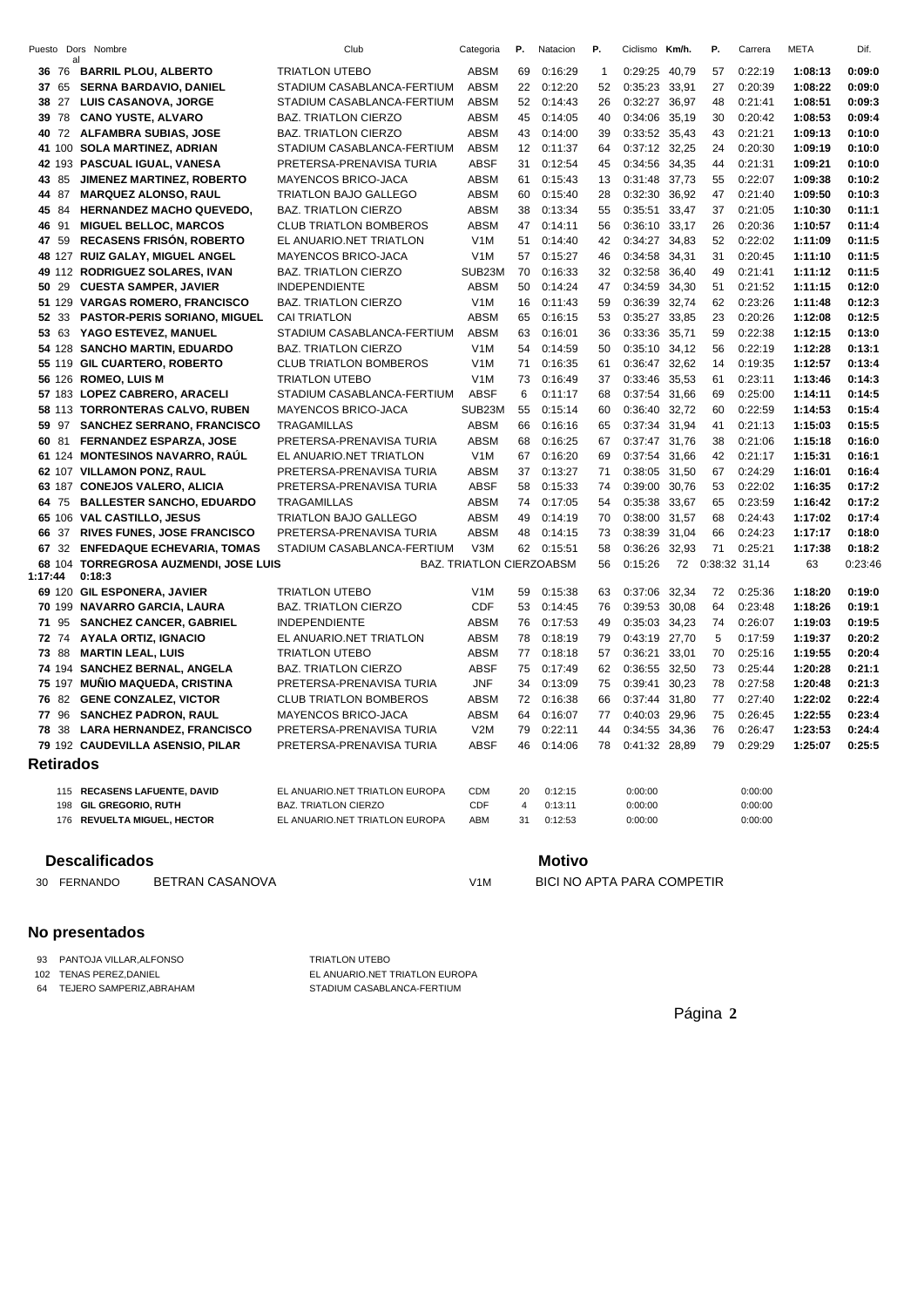| Puesto | Dorsal | Nombre | Club | Categoria | P. | Natacion | P. | Ciclismo | Km/h. | P. | Carrera | META | Dif. |
|---|---|---|---|---|---|---|---|---|---|---|---|---|---|
| 36 | 76 | **BARRIL PLOU, ALBERTO** | TRIATLON UTEBO | ABSM | 69 | 0:16:29 | 1 | 0:29:25 | 40,79 | 57 | 0:22:19 | **1:08:13** | **0:09:0** |
| 37 | 65 | **SERNA BARDAVIO, DANIEL** | STADIUM CASABLANCA-FERTIUM | ABSM | 22 | 0:12:20 | 52 | 0:35:23 | 33,91 | 27 | 0:20:39 | **1:08:22** | **0:09:0** |
| 38 | 27 | **LUIS CASANOVA, JORGE** | STADIUM CASABLANCA-FERTIUM | ABSM | 52 | 0:14:43 | 26 | 0:32:27 | 36,97 | 48 | 0:21:41 | **1:08:51** | **0:09:3** |
| 39 | 78 | **CANO YUSTE, ALVARO** | BAZ. TRIATLON CIERZO | ABSM | 45 | 0:14:05 | 40 | 0:34:06 | 35,19 | 30 | 0:20:42 | **1:08:53** | **0:09:4** |
| 40 | 72 | **ALFAMBRA SUBIAS, JOSE** | BAZ. TRIATLON CIERZO | ABSM | 43 | 0:14:00 | 39 | 0:33:52 | 35,43 | 43 | 0:21:21 | **1:09:13** | **0:10:0** |
| 41 | 100 | **SOLA MARTINEZ, ADRIAN** | STADIUM CASABLANCA-FERTIUM | ABSM | 12 | 0:11:37 | 64 | 0:37:12 | 32,25 | 24 | 0:20:30 | **1:09:19** | **0:10:0** |
| 42 | 193 | **PASCUAL IGUAL, VANESA** | PRETERSA-PRENAVISA TURIA | ABSF | 31 | 0:12:54 | 45 | 0:34:56 | 34,35 | 44 | 0:21:31 | **1:09:21** | **0:10:0** |
| 43 | 85 | **JIMENEZ MARTINEZ, ROBERTO** | MAYENCOS BRICO-JACA | ABSM | 61 | 0:15:43 | 13 | 0:31:48 | 37,73 | 55 | 0:22:07 | **1:09:38** | **0:10:2** |
| 44 | 87 | **MARQUEZ ALONSO, RAUL** | TRIATLON BAJO GALLEGO | ABSM | 60 | 0:15:40 | 28 | 0:32:30 | 36,92 | 47 | 0:21:40 | **1:09:50** | **0:10:3** |
| 45 | 84 | **HERNANDEZ MACHO QUEVEDO,** | BAZ. TRIATLON CIERZO | ABSM | 38 | 0:13:34 | 55 | 0:35:51 | 33,47 | 37 | 0:21:05 | **1:10:30** | **0:11:1** |
| 46 | 91 | **MIGUEL BELLOC, MARCOS** | CLUB TRIATLON BOMBEROS | ABSM | 47 | 0:14:11 | 56 | 0:36:10 | 33,17 | 26 | 0:20:36 | **1:10:57** | **0:11:4** |
| 47 | 59 | **RECASENS FRISÓN, ROBERTO** | EL ANUARIO.NET TRIATLON | V1M | 51 | 0:14:40 | 42 | 0:34:27 | 34,83 | 52 | 0:22:02 | **1:11:09** | **0:11:5** |
| 48 | 127 | **RUIZ GALAY, MIGUEL ANGEL** | MAYENCOS BRICO-JACA | V1M | 57 | 0:15:27 | 46 | 0:34:58 | 34,31 | 31 | 0:20:45 | **1:11:10** | **0:11:5** |
| 49 | 112 | **RODRIGUEZ SOLARES, IVAN** | BAZ. TRIATLON CIERZO | SUB23M | 70 | 0:16:33 | 32 | 0:32:58 | 36,40 | 49 | 0:21:41 | **1:11:12** | **0:11:5** |
| 50 | 29 | **CUESTA SAMPER, JAVIER** | INDEPENDIENTE | ABSM | 50 | 0:14:24 | 47 | 0:34:59 | 34,30 | 51 | 0:21:52 | **1:11:15** | **0:12:0** |
| 51 | 129 | **VARGAS ROMERO, FRANCISCO** | BAZ. TRIATLON CIERZO | V1M | 16 | 0:11:43 | 59 | 0:36:39 | 32,74 | 62 | 0:23:26 | **1:11:48** | **0:12:3** |
| 52 | 33 | **PASTOR-PERIS SORIANO, MIGUEL** | CAI TRIATLON | ABSM | 65 | 0:16:15 | 53 | 0:35:27 | 33,85 | 23 | 0:20:26 | **1:12:08** | **0:12:5** |
| 53 | 63 | **YAGO ESTEVEZ, MANUEL** | STADIUM CASABLANCA-FERTIUM | ABSM | 63 | 0:16:01 | 36 | 0:33:36 | 35,71 | 59 | 0:22:38 | **1:12:15** | **0:13:0** |
| 54 | 128 | **SANCHO MARTIN, EDUARDO** | BAZ. TRIATLON CIERZO | V1M | 54 | 0:14:59 | 50 | 0:35:10 | 34,12 | 56 | 0:22:19 | **1:12:28** | **0:13:1** |
| 55 | 119 | **GIL CUARTERO, ROBERTO** | CLUB TRIATLON BOMBEROS | V1M | 71 | 0:16:35 | 61 | 0:36:47 | 32,62 | 14 | 0:19:35 | **1:12:57** | **0:13:4** |
| 56 | 126 | **ROMEO, LUIS M** | TRIATLON UTEBO | V1M | 73 | 0:16:49 | 37 | 0:33:46 | 35,53 | 61 | 0:23:11 | **1:13:46** | **0:14:3** |
| 57 | 183 | **LOPEZ CABRERO, ARACELI** | STADIUM CASABLANCA-FERTIUM | ABSF | 6 | 0:11:17 | 68 | 0:37:54 | 31,66 | 69 | 0:25:00 | **1:14:11** | **0:14:5** |
| 58 | 113 | **TORRONTERAS CALVO, RUBEN** | MAYENCOS BRICO-JACA | SUB23M | 55 | 0:15:14 | 60 | 0:36:40 | 32,72 | 60 | 0:22:59 | **1:14:53** | **0:15:4** |
| 59 | 97 | **SANCHEZ SERRANO, FRANCISCO** | TRAGAMILLAS | ABSM | 66 | 0:16:16 | 65 | 0:37:34 | 31,94 | 41 | 0:21:13 | **1:15:03** | **0:15:5** |
| 60 | 81 | **FERNANDEZ ESPARZA, JOSE** | PRETERSA-PRENAVISA TURIA | ABSM | 68 | 0:16:25 | 67 | 0:37:47 | 31,76 | 38 | 0:21:06 | **1:15:18** | **0:16:0** |
| 61 | 124 | **MONTESINOS NAVARRO, RAÚL** | EL ANUARIO.NET TRIATLON | V1M | 67 | 0:16:20 | 69 | 0:37:54 | 31,66 | 42 | 0:21:17 | **1:15:31** | **0:16:1** |
| 62 | 107 | **VILLAMON PONZ, RAUL** | PRETERSA-PRENAVISA TURIA | ABSM | 37 | 0:13:27 | 71 | 0:38:05 | 31,50 | 67 | 0:24:29 | **1:16:01** | **0:16:4** |
| 63 | 187 | **CONEJOS VALERO, ALICIA** | PRETERSA-PRENAVISA TURIA | ABSF | 58 | 0:15:33 | 74 | 0:39:00 | 30,76 | 53 | 0:22:02 | **1:16:35** | **0:17:2** |
| 64 | 75 | **BALLESTER SANCHO, EDUARDO** | TRAGAMILLAS | ABSM | 74 | 0:17:05 | 54 | 0:35:38 | 33,67 | 65 | 0:23:59 | **1:16:42** | **0:17:2** |
| 65 | 106 | **VAL CASTILLO, JESUS** | TRIATLON BAJO GALLEGO | ABSM | 49 | 0:14:19 | 70 | 0:38:00 | 31,57 | 68 | 0:24:43 | **1:17:02** | **0:17:4** |
| 66 | 37 | **RIVES FUNES, JOSE FRANCISCO** | PRETERSA-PRENAVISA TURIA | ABSM | 48 | 0:14:15 | 73 | 0:38:39 | 31,04 | 66 | 0:24:23 | **1:17:17** | **0:18:0** |
| 67 | 32 | **ENFEDAQUE ECHEVARIA, TOMAS** | STADIUM CASABLANCA-FERTIUM | V3M | 62 | 0:15:51 | 58 | 0:36:26 | 32,93 | 71 | 0:25:21 | **1:17:38** | **0:18:2** |
| 68 | 104 | **TORREGROSA AUZMENDI, JOSE LUIS** | BAZ. TRIATLON CIERZO | ABSM | 56 | 0:15:26 | 72 | 0:38:32 | 31,14 | 63 | 0:23:46 | **1:17:44** | **0:18:3** |
| 69 | 120 | **GIL ESPONERA, JAVIER** | TRIATLON UTEBO | V1M | 59 | 0:15:38 | 63 | 0:37:06 | 32,34 | 72 | 0:25:36 | **1:18:20** | **0:19:0** |
| 70 | 199 | **NAVARRO GARCIA, LAURA** | BAZ. TRIATLON CIERZO | CDF | 53 | 0:14:45 | 76 | 0:39:53 | 30,08 | 64 | 0:23:48 | **1:18:26** | **0:19:1** |
| 71 | 95 | **SANCHEZ CANCER, GABRIEL** | INDEPENDIENTE | ABSM | 76 | 0:17:53 | 49 | 0:35:03 | 34,23 | 74 | 0:26:07 | **1:19:03** | **0:19:5** |
| 72 | 74 | **AYALA ORTIZ, IGNACIO** | EL ANUARIO.NET TRIATLON | ABSM | 78 | 0:18:19 | 79 | 0:43:19 | 27,70 | 5 | 0:17:59 | **1:19:37** | **0:20:2** |
| 73 | 88 | **MARTIN LEAL, LUIS** | TRIATLON UTEBO | ABSM | 77 | 0:18:18 | 57 | 0:36:21 | 33,01 | 70 | 0:25:16 | **1:19:55** | **0:20:4** |
| 74 | 194 | **SANCHEZ BERNAL, ANGELA** | BAZ. TRIATLON CIERZO | ABSF | 75 | 0:17:49 | 62 | 0:36:55 | 32,50 | 73 | 0:25:44 | **1:20:28** | **0:21:1** |
| 75 | 197 | **MUÑIO MAQUEDA, CRISTINA** | PRETERSA-PRENAVISA TURIA | JNF | 34 | 0:13:09 | 75 | 0:39:41 | 30,23 | 78 | 0:27:58 | **1:20:48** | **0:21:3** |
| 76 | 82 | **GENE CONZALEZ, VICTOR** | CLUB TRIATLON BOMBEROS | ABSM | 72 | 0:16:38 | 66 | 0:37:44 | 31,80 | 77 | 0:27:40 | **1:22:02** | **0:22:4** |
| 77 | 96 | **SANCHEZ PADRON, RAUL** | MAYENCOS BRICO-JACA | ABSM | 64 | 0:16:07 | 77 | 0:40:03 | 29,96 | 75 | 0:26:45 | **1:22:55** | **0:23:4** |
| 78 | 38 | **LARA HERNANDEZ, FRANCISCO** | PRETERSA-PRENAVISA TURIA | V2M | 79 | 0:22:11 | 44 | 0:34:55 | 34,36 | 76 | 0:26:47 | **1:23:53** | **0:24:4** |
| 79 | 192 | **CAUDEVILLA ASENSIO, PILAR** | PRETERSA-PRENAVISA TURIA | ABSF | 46 | 0:14:06 | 78 | 0:41:32 | 28,89 | 79 | 0:29:29 | **1:25:07** | **0:25:5** |

## Retirados

| Dorsal | Nombre | Club | Categoria | P. | Natacion | Ciclismo | Carrera |
|---|---|---|---|---|---|---|---|
| 115 | **RECASENS LAFUENTE, DAVID** | EL ANUARIO.NET TRIATLON EUROPA | CDM | 20 | 0:12:15 | 0:00:00 | 0:00:00 |
| 198 | **GIL GREGORIO, RUTH** | BAZ. TRIATLON CIERZO | CDF | 4 | 0:13:11 | 0:00:00 | 0:00:00 |
| 176 | **REVUELTA MIGUEL, HECTOR** | EL ANUARIO.NET TRIATLON EUROPA | ABM | 31 | 0:12:53 | 0:00:00 | 0:00:00 |

## Descalificados

| Dorsal | Nombre | Apellidos | Categoria | Motivo |
|---|---|---|---|---|
| 30 | FERNANDO | BETRAN CASANOVA | V1M | BICI NO APTA PARA COMPETIR |

## No presentados

| Dorsal | Nombre | Club |
|---|---|---|
| 93 | PANTOJA VILLAR,ALFONSO | TRIATLON UTEBO |
| 102 | TENAS PEREZ,DANIEL | EL ANUARIO.NET TRIATLON EUROPA |
| 64 | TEJERO SAMPERIZ,ABRAHAM | STADIUM CASABLANCA-FERTIUM |